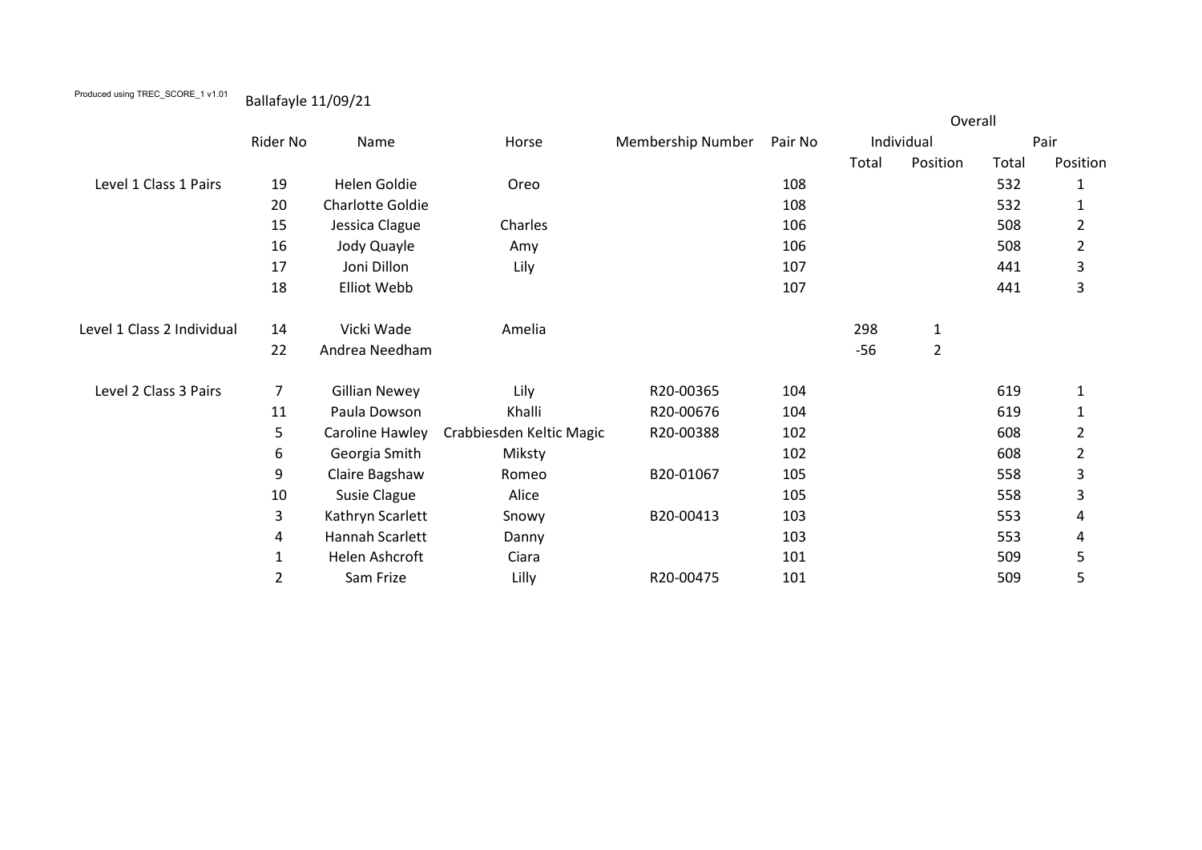Produced using TREC_SCORE_1 v1.01

Ballafayle 11/09/21

| | Rider No | Name | Horse | Membership Number | Pair No | Overall | | | |
|---|---|---|---|---|---|---|---|---|---|
| | | | | | | Individual | | Pair | |
| | | | | | | Total | Position | Total | Position |
| Level 1 Class 1 Pairs | 19 | Helen Goldie | Oreo | | 108 | | | 532 | 1 |
| | 20 | Charlotte Goldie | | | 108 | | | 532 | 1 |
| | 15 | Jessica Clague | Charles | | 106 | | | 508 | 2 |
| | 16 | Jody Quayle | Amy | | 106 | | | 508 | 2 |
| | 17 | Joni Dillon | Lily | | 107 | | | 441 | 3 |
| | 18 | Elliot Webb | | | 107 | | | 441 | 3 |
| Level 1 Class 2 Individual | 14 | Vicki Wade | Amelia | | | 298 | 1 | | |
| | 22 | Andrea Needham | | | | -56 | 2 | | |
| Level 2 Class 3 Pairs | 7 | Gillian Newey | Lily | R20-00365 | 104 | | | 619 | 1 |
| | 11 | Paula Dowson | Khalli | R20-00676 | 104 | | | 619 | 1 |
| | 5 | Caroline Hawley | Crabbiesden Keltic Magic | R20-00388 | 102 | | | 608 | 2 |
| | 6 | Georgia Smith | Miksty | | 102 | | | 608 | 2 |
| | 9 | Claire Bagshaw | Romeo | B20-01067 | 105 | | | 558 | 3 |
| | 10 | Susie Clague | Alice | | 105 | | | 558 | 3 |
| | 3 | Kathryn Scarlett | Snowy | B20-00413 | 103 | | | 553 | 4 |
| | 4 | Hannah Scarlett | Danny | | 103 | | | 553 | 4 |
| | 1 | Helen Ashcroft | Ciara | | 101 | | | 509 | 5 |
| | 2 | Sam Frize | Lilly | R20-00475 | 101 | | | 509 | 5 |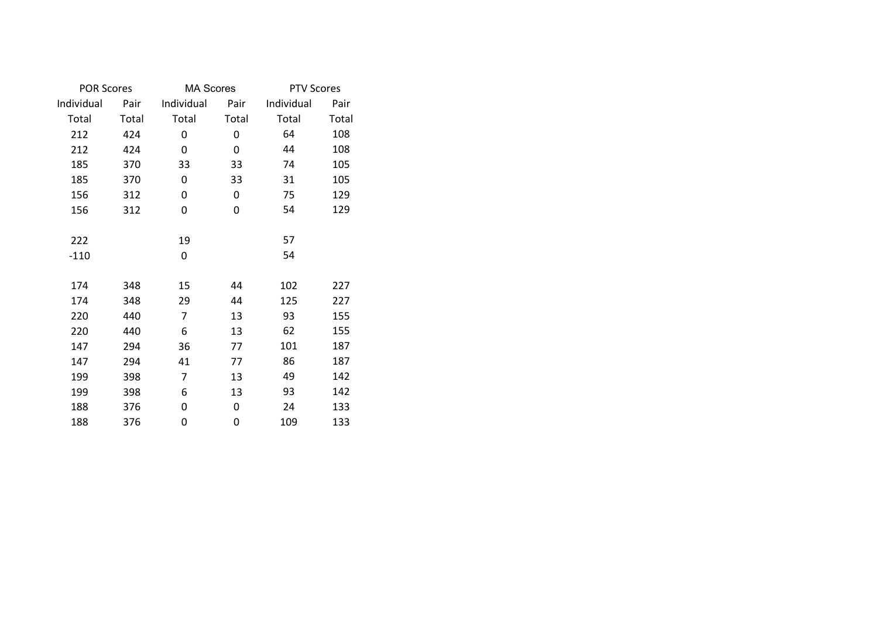| POR Scores | | MA Scores | | PTV Scores | |
|---|---|---|---|---|---|
| Individual Total | Pair Total | Individual Total | Pair Total | Individual Total | Pair Total |
| 212 | 424 | 0 | 0 | 64 | 108 |
| 212 | 424 | 0 | 0 | 44 | 108 |
| 185 | 370 | 33 | 33 | 74 | 105 |
| 185 | 370 | 0 | 33 | 31 | 105 |
| 156 | 312 | 0 | 0 | 75 | 129 |
| 156 | 312 | 0 | 0 | 54 | 129 |
| | | | | | |
| 222 | | 19 | | 57 | |
| -110 | | 0 | | 54 | |
| | | | | | |
| 174 | 348 | 15 | 44 | 102 | 227 |
| 174 | 348 | 29 | 44 | 125 | 227 |
| 220 | 440 | 7 | 13 | 93 | 155 |
| 220 | 440 | 6 | 13 | 62 | 155 |
| 147 | 294 | 36 | 77 | 101 | 187 |
| 147 | 294 | 41 | 77 | 86 | 187 |
| 199 | 398 | 7 | 13 | 49 | 142 |
| 199 | 398 | 6 | 13 | 93 | 142 |
| 188 | 376 | 0 | 0 | 24 | 133 |
| 188 | 376 | 0 | 0 | 109 | 133 |